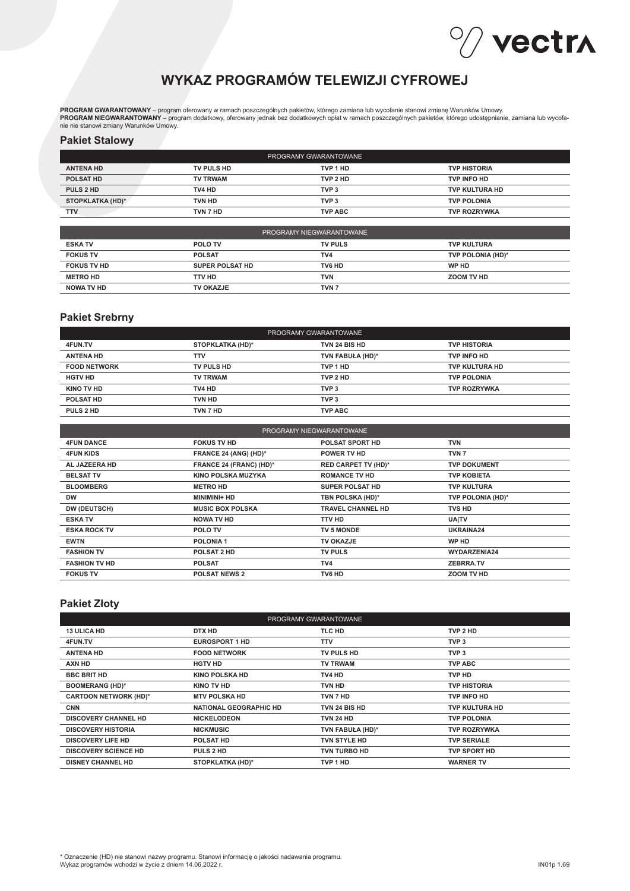# WYKAZ PROGRAMÓW TELEWIZJI CYFROWEJ

**PROGRAM GWARANTOWANY** – program oferowany w ramach poszczególnych pakietów, którego zamiana lub wycofanie stanowi zmianę Warunków Umowy.
**PROGRAM NIEGWARANTOWANY** – program dodatkowy, oferowany jednak bez dodatkowych opłat w ramach poszczególnych pakietów, którego udostępnianie, zamiana lub wycofanie nie stanowi zmiany Warunków Umowy.

## Pakiet Stalowy

| PROGRAMY GWARANTOWANE | | | |
|---|---|---|---|
| ANTENA HD | TV PULS HD | TVP 1 HD | TVP HISTORIA |
| POLSAT HD | TV TRWAM | TVP 2 HD | TVP INFO HD |
| PULS 2 HD | TV4 HD | TVP 3 | TVP KULTURA HD |
| STOPKLATKA (HD)* | TVN HD | TVP 3 | TVP POLONIA |
| TTV | TVN 7 HD | TVP ABC | TVP ROZRYWKA |

| PROGRAMY NIEGWARANTOWANE | | | |
|---|---|---|---|
| ESKA TV | POLO TV | TV PULS | TVP KULTURA |
| FOKUS TV | POLSAT | TV4 | TVP POLONIA (HD)* |
| FOKUS TV HD | SUPER POLSAT HD | TV6 HD | WP HD |
| METRO HD | TTV HD | TVN | ZOOM TV HD |
| NOWA TV HD | TV OKAZJE | TVN 7 | |

## Pakiet Srebrny

| PROGRAMY GWARANTOWANE | | | |
|---|---|---|---|
| 4FUN.TV | STOPKLATKA (HD)* | TVN 24 BIS HD | TVP HISTORIA |
| ANTENA HD | TTV | TVN FABUŁA (HD)* | TVP INFO HD |
| FOOD NETWORK | TV PULS HD | TVP 1 HD | TVP KULTURA HD |
| HGTV HD | TV TRWAM | TVP 2 HD | TVP POLONIA |
| KINO TV HD | TV4 HD | TVP 3 | TVP ROZRYWKA |
| POLSAT HD | TVN HD | TVP 3 | |
| PULS 2 HD | TVN 7 HD | TVP ABC | |

| PROGRAMY NIEGWARANTOWANE | | | |
|---|---|---|---|
| 4FUN DANCE | FOKUS TV HD | POLSAT SPORT HD | TVN |
| 4FUN KIDS | FRANCE 24 (ANG) (HD)* | POWER TV HD | TVN 7 |
| AL JAZEERA HD | FRANCE 24 (FRANC) (HD)* | RED CARPET TV (HD)* | TVP DOKUMENT |
| BELSAT TV | KINO POLSKA MUZYKA | ROMANCE TV HD | TVP KOBIETA |
| BLOOMBERG | METRO HD | SUPER POLSAT HD | TVP KULTURA |
| DW | MINIMINI+ HD | TBN POLSKA (HD)* | TVP POLONIA (HD)* |
| DW (DEUTSCH) | MUSIC BOX POLSKA | TRAVEL CHANNEL HD | TVS HD |
| ESKA TV | NOWA TV HD | TTV HD | UA|TV |
| ESKA ROCK TV | POLO TV | TV 5 MONDE | UKRAINA24 |
| EWTN | POLONIA 1 | TV OKAZJE | WP HD |
| FASHION TV | POLSAT 2 HD | TV PULS | WYDARZENIA24 |
| FASHION TV HD | POLSAT | TV4 | ZEBRRA.TV |
| FOKUS TV | POLSAT NEWS 2 | TV6 HD | ZOOM TV HD |

## Pakiet Złoty

| PROGRAMY GWARANTOWANE | | | |
|---|---|---|---|
| 13 ULICA HD | DTX HD | TLC HD | TVP 2 HD |
| 4FUN.TV | EUROSPORT 1 HD | TTV | TVP 3 |
| ANTENA HD | FOOD NETWORK | TV PULS HD | TVP 3 |
| AXN HD | HGTV HD | TV TRWAM | TVP ABC |
| BBC BRIT HD | KINO POLSKA HD | TV4 HD | TVP HD |
| BOOMERANG (HD)* | KINO TV HD | TVN HD | TVP HISTORIA |
| CARTOON NETWORK (HD)* | MTV POLSKA HD | TVN 7 HD | TVP INFO HD |
| CNN | NATIONAL GEOGRAPHIC HD | TVN 24 BIS HD | TVP KULTURA HD |
| DISCOVERY CHANNEL HD | NICKELODEON | TVN 24 HD | TVP POLONIA |
| DISCOVERY HISTORIA | NICKMUSIC | TVN FABUŁA (HD)* | TVP ROZRYWKA |
| DISCOVERY LIFE HD | POLSAT HD | TVN STYLE HD | TVP SERIALE |
| DISCOVERY SCIENCE HD | PULS 2 HD | TVN TURBO HD | TVP SPORT HD |
| DISNEY CHANNEL HD | STOPKLATKA (HD)* | TVP 1 HD | WARNER TV |

\* Oznaczenie (HD) nie stanowi nazwy programu. Stanowi informację o jakości nadawania programu.
Wykaz programów wchodzi w życie z dniem 14.06.2022 r.

IN01p 1.69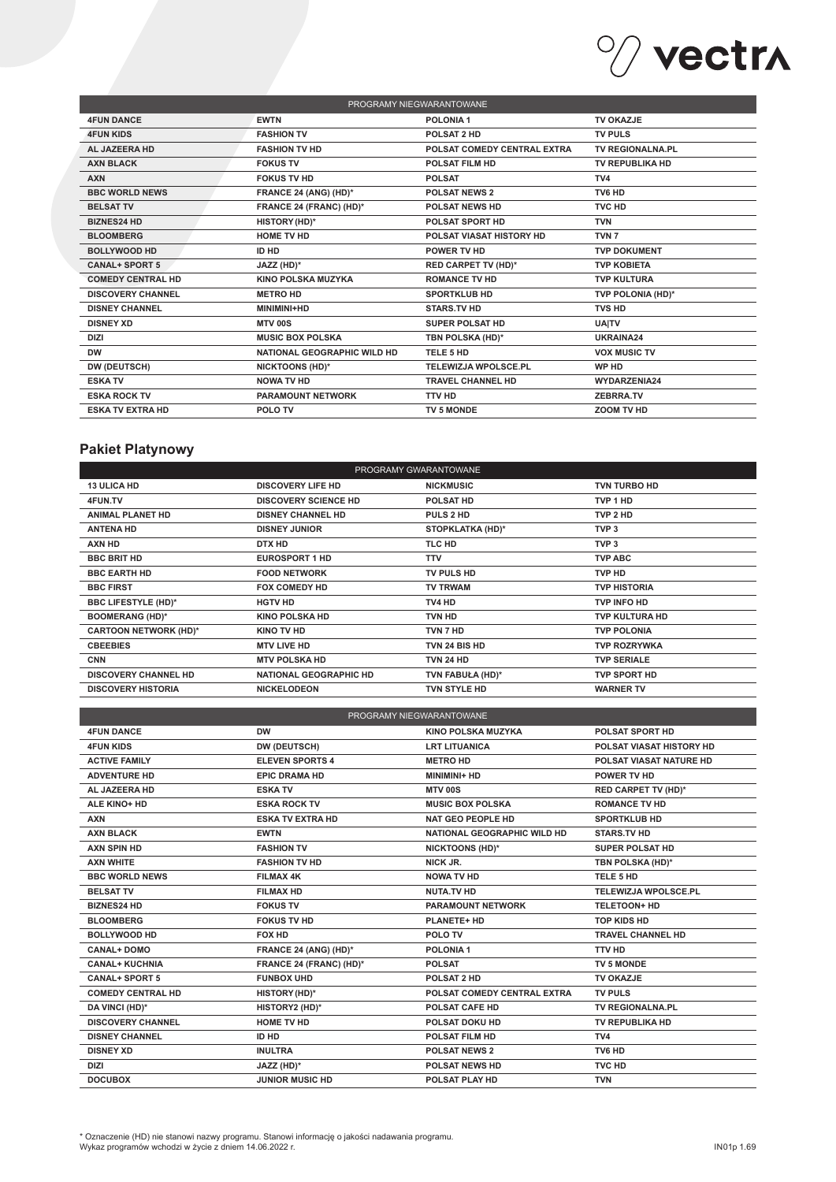| PROGRAMY NIEGWARANTOWANE | | | |
|---|---|---|---|
| **4FUN DANCE** | **EWTN** | **POLONIA 1** | **TV OKAZJE** |
| **4FUN KIDS** | **FASHION TV** | **POLSAT 2 HD** | **TV PULS** |
| **AL JAZEERA HD** | **FASHION TV HD** | **POLSAT COMEDY CENTRAL EXTRA** | **TV REGIONALNA.PL** |
| **AXN BLACK** | **FOKUS TV** | **POLSAT FILM HD** | **TV REPUBLIKA HD** |
| **AXN** | **FOKUS TV HD** | **POLSAT** | **TV4** |
| **BBC WORLD NEWS** | **FRANCE 24 (ANG) (HD)*** | **POLSAT NEWS 2** | **TV6 HD** |
| **BELSAT TV** | **FRANCE 24 (FRANC) (HD)*** | **POLSAT NEWS HD** | **TVC HD** |
| **BIZNES24 HD** | **HISTORY (HD)*** | **POLSAT SPORT HD** | **TVN** |
| **BLOOMBERG** | **HOME TV HD** | **POLSAT VIASAT HISTORY HD** | **TVN 7** |
| **BOLLYWOOD HD** | **ID HD** | **POWER TV HD** | **TVP DOKUMENT** |
| **CANAL+ SPORT 5** | **JAZZ (HD)*** | **RED CARPET TV (HD)*** | **TVP KOBIETA** |
| **COMEDY CENTRAL HD** | **KINO POLSKA MUZYKA** | **ROMANCE TV HD** | **TVP KULTURA** |
| **DISCOVERY CHANNEL** | **METRO HD** | **SPORTKLUB HD** | **TVP POLONIA (HD)*** |
| **DISNEY CHANNEL** | **MINIMINI+HD** | **STARS.TV HD** | **TVS HD** |
| **DISNEY XD** | **MTV 00S** | **SUPER POLSAT HD** | **UA\|TV** |
| **DIZI** | **MUSIC BOX POLSKA** | **TBN POLSKA (HD)*** | **UKRAINA24** |
| **DW** | **NATIONAL GEOGRAPHIC WILD HD** | **TELE 5 HD** | **VOX MUSIC TV** |
| **DW (DEUTSCH)** | **NICKTOONS (HD)*** | **TELEWIZJA WPOLSCE.PL** | **WP HD** |
| **ESKA TV** | **NOWA TV HD** | **TRAVEL CHANNEL HD** | **WYDARZENIA24** |
| **ESKA ROCK TV** | **PARAMOUNT NETWORK** | **TTV HD** | **ZEBRRA.TV** |
| **ESKA TV EXTRA HD** | **POLO TV** | **TV 5 MONDE** | **ZOOM TV HD** |

## Pakiet Platynowy

| PROGRAMY GWARANTOWANE | | | |
|---|---|---|---|
| **13 ULICA HD** | **DISCOVERY LIFE HD** | **NICKMUSIC** | **TVN TURBO HD** |
| **4FUN.TV** | **DISCOVERY SCIENCE HD** | **POLSAT HD** | **TVP 1 HD** |
| **ANIMAL PLANET HD** | **DISNEY CHANNEL HD** | **PULS 2 HD** | **TVP 2 HD** |
| **ANTENA HD** | **DISNEY JUNIOR** | **STOPKLATKA (HD)*** | **TVP 3** |
| **AXN HD** | **DTX HD** | **TLC HD** | **TVP 3** |
| **BBC BRIT HD** | **EUROSPORT 1 HD** | **TTV** | **TVP ABC** |
| **BBC EARTH HD** | **FOOD NETWORK** | **TV PULS HD** | **TVP HD** |
| **BBC FIRST** | **FOX COMEDY HD** | **TV TRWAM** | **TVP HISTORIA** |
| **BBC LIFESTYLE (HD)*** | **HGTV HD** | **TV4 HD** | **TVP INFO HD** |
| **BOOMERANG (HD)*** | **KINO POLSKA HD** | **TVN HD** | **TVP KULTURA HD** |
| **CARTOON NETWORK (HD)*** | **KINO TV HD** | **TVN 7 HD** | **TVP POLONIA** |
| **CBEEBIES** | **MTV LIVE HD** | **TVN 24 BIS HD** | **TVP ROZRYWKA** |
| **CNN** | **MTV POLSKA HD** | **TVN 24 HD** | **TVP SERIALE** |
| **DISCOVERY CHANNEL HD** | **NATIONAL GEOGRAPHIC HD** | **TVN FABUŁA (HD)*** | **TVP SPORT HD** |
| **DISCOVERY HISTORIA** | **NICKELODEON** | **TVN STYLE HD** | **WARNER TV** |

| PROGRAMY NIEGWARANTOWANE | | | |
|---|---|---|---|
| **4FUN DANCE** | **DW** | **KINO POLSKA MUZYKA** | **POLSAT SPORT HD** |
| **4FUN KIDS** | **DW (DEUTSCH)** | **LRT LITUANICA** | **POLSAT VIASAT HISTORY HD** |
| **ACTIVE FAMILY** | **ELEVEN SPORTS 4** | **METRO HD** | **POLSAT VIASAT NATURE HD** |
| **ADVENTURE HD** | **EPIC DRAMA HD** | **MINIMINI+ HD** | **POWER TV HD** |
| **AL JAZEERA HD** | **ESKA TV** | **MTV 00S** | **RED CARPET TV (HD)*** |
| **ALE KINO+ HD** | **ESKA ROCK TV** | **MUSIC BOX POLSKA** | **ROMANCE TV HD** |
| **AXN** | **ESKA TV EXTRA HD** | **NAT GEO PEOPLE HD** | **SPORTKLUB HD** |
| **AXN BLACK** | **EWTN** | **NATIONAL GEOGRAPHIC WILD HD** | **STARS.TV HD** |
| **AXN SPIN HD** | **FASHION TV** | **NICKTOONS (HD)*** | **SUPER POLSAT HD** |
| **AXN WHITE** | **FASHION TV HD** | **NICK JR.** | **TBN POLSKA (HD)*** |
| **BBC WORLD NEWS** | **FILMAX 4K** | **NOWA TV HD** | **TELE 5 HD** |
| **BELSAT TV** | **FILMAX HD** | **NUTA.TV HD** | **TELEWIZJA WPOLSCE.PL** |
| **BIZNES24 HD** | **FOKUS TV** | **PARAMOUNT NETWORK** | **TELETOON+ HD** |
| **BLOOMBERG** | **FOKUS TV HD** | **PLANETE+ HD** | **TOP KIDS HD** |
| **BOLLYWOOD HD** | **FOX HD** | **POLO TV** | **TRAVEL CHANNEL HD** |
| **CANAL+ DOMO** | **FRANCE 24 (ANG) (HD)*** | **POLONIA 1** | **TTV HD** |
| **CANAL+ KUCHNIA** | **FRANCE 24 (FRANC) (HD)*** | **POLSAT** | **TV 5 MONDE** |
| **CANAL+ SPORT 5** | **FUNBOX UHD** | **POLSAT 2 HD** | **TV OKAZJE** |
| **COMEDY CENTRAL HD** | **HISTORY (HD)*** | **POLSAT COMEDY CENTRAL EXTRA** | **TV PULS** |
| **DA VINCI (HD)*** | **HISTORY2 (HD)*** | **POLSAT CAFE HD** | **TV REGIONALNA.PL** |
| **DISCOVERY CHANNEL** | **HOME TV HD** | **POLSAT DOKU HD** | **TV REPUBLIKA HD** |
| **DISNEY CHANNEL** | **ID HD** | **POLSAT FILM HD** | **TV4** |
| **DISNEY XD** | **INULTRA** | **POLSAT NEWS 2** | **TV6 HD** |
| **DIZI** | **JAZZ (HD)*** | **POLSAT NEWS HD** | **TVC HD** |
| **DOCUBOX** | **JUNIOR MUSIC HD** | **POLSAT PLAY HD** | **TVN** |

* Oznaczenie (HD) nie stanowi nazwy programu. Stanowi informację o jakości nadawania programu.
Wykaz programów wchodzi w życie z dniem 14.06.2022 r.

IN01p 1.69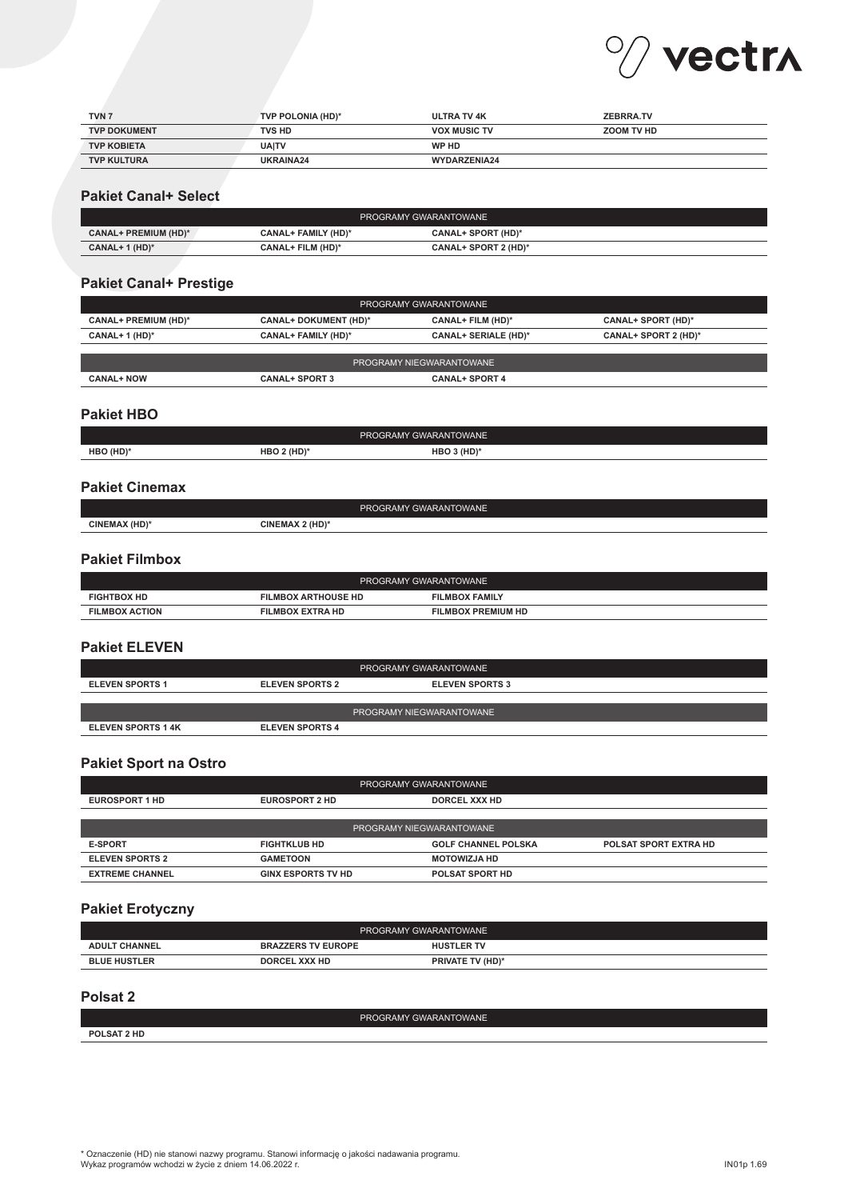| | | | |
|---|---|---|---|
| TVN 7 | TVP POLONIA (HD)* | ULTRA TV 4K | ZEBRRA.TV |
| TVP DOKUMENT | TVS HD | VOX MUSIC TV | ZOOM TV HD |
| TVP KOBIETA | UA\|TV | WP HD | |
| TVP KULTURA | UKRAINA24 | WYDARZENIA24 | |

## Pakiet Canal+ Select

| PROGRAMY GWARANTOWANE | | |
|---|---|---|
| CANAL+ PREMIUM (HD)* | CANAL+ FAMILY (HD)* | CANAL+ SPORT (HD)* |
| CANAL+ 1 (HD)* | CANAL+ FILM (HD)* | CANAL+ SPORT 2 (HD)* |

## Pakiet Canal+ Prestige

| PROGRAMY GWARANTOWANE | | | |
|---|---|---|---|
| CANAL+ PREMIUM (HD)* | CANAL+ DOKUMENT (HD)* | CANAL+ FILM (HD)* | CANAL+ SPORT (HD)* |
| CANAL+ 1 (HD)* | CANAL+ FAMILY (HD)* | CANAL+ SERIALE (HD)* | CANAL+ SPORT 2 (HD)* |

| PROGRAMY NIEGWARANTOWANE | | |
|---|---|---|
| CANAL+ NOW | CANAL+ SPORT 3 | CANAL+ SPORT 4 |

## Pakiet HBO

| PROGRAMY GWARANTOWANE | | |
|---|---|---|
| HBO (HD)* | HBO 2 (HD)* | HBO 3 (HD)* |

## Pakiet Cinemax

| PROGRAMY GWARANTOWANE | |
|---|---|
| CINEMAX (HD)* | CINEMAX 2 (HD)* |

## Pakiet Filmbox

| PROGRAMY GWARANTOWANE | | |
|---|---|---|
| FIGHTBOX HD | FILMBOX ARTHOUSE HD | FILMBOX FAMILY |
| FILMBOX ACTION | FILMBOX EXTRA HD | FILMBOX PREMIUM HD |

## Pakiet ELEVEN

| PROGRAMY GWARANTOWANE | | |
|---|---|---|
| ELEVEN SPORTS 1 | ELEVEN SPORTS 2 | ELEVEN SPORTS 3 |

| PROGRAMY NIEGWARANTOWANE | |
|---|---|
| ELEVEN SPORTS 1 4K | ELEVEN SPORTS 4 |

## Pakiet Sport na Ostro

| PROGRAMY GWARANTOWANE | | |
|---|---|---|
| EUROSPORT 1 HD | EUROSPORT 2 HD | DORCEL XXX HD |

| PROGRAMY NIEGWARANTOWANE | | | |
|---|---|---|---|
| E-SPORT | FIGHTKLUB HD | GOLF CHANNEL POLSKA | POLSAT SPORT EXTRA HD |
| ELEVEN SPORTS 2 | GAMETOON | MOTOWIZJA HD | |
| EXTREME CHANNEL | GINX ESPORTS TV HD | POLSAT SPORT HD | |

## Pakiet Erotyczny

| PROGRAMY GWARANTOWANE | | |
|---|---|---|
| ADULT CHANNEL | BRAZZERS TV EUROPE | HUSTLER TV |
| BLUE HUSTLER | DORCEL XXX HD | PRIVATE TV (HD)* |

## Polsat 2

| PROGRAMY GWARANTOWANE |
|---|
| POLSAT 2 HD |

\* Oznaczenie (HD) nie stanowi nazwy programu. Stanowi informację o jakości nadawania programu.
Wykaz programów wchodzi w życie z dniem 14.06.2022 r.

IN01p 1.69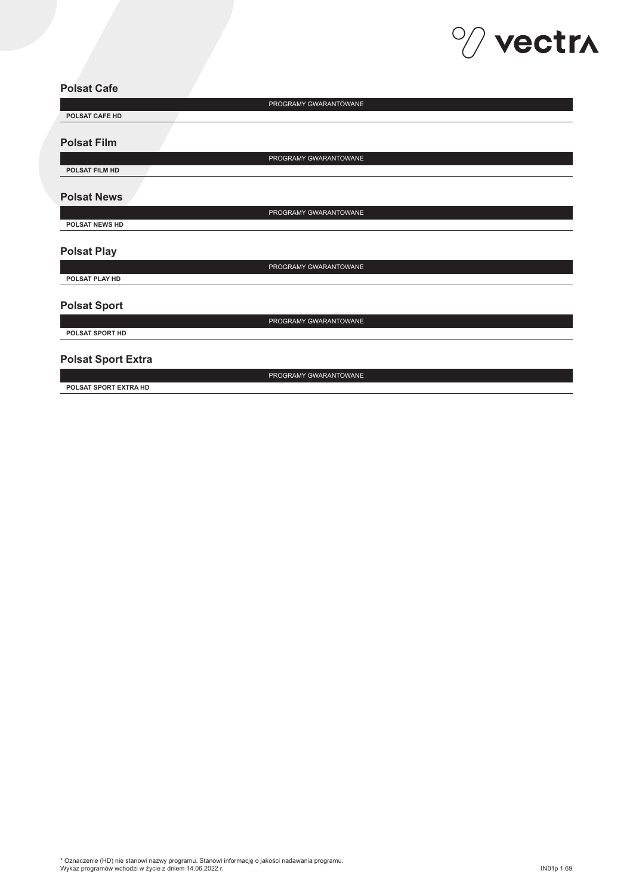## Polsat Cafe

| PROGRAMY GWARANTOWANE |
| --- |
| **POLSAT CAFE HD** |

## Polsat Film

| PROGRAMY GWARANTOWANE |
| --- |
| **POLSAT FILM HD** |

## Polsat News

| PROGRAMY GWARANTOWANE |
| --- |
| **POLSAT NEWS HD** |

## Polsat Play

| PROGRAMY GWARANTOWANE |
| --- |
| **POLSAT PLAY HD** |

## Polsat Sport

| PROGRAMY GWARANTOWANE |
| --- |
| **POLSAT SPORT HD** |

## Polsat Sport Extra

| PROGRAMY GWARANTOWANE |
| --- |
| **POLSAT SPORT EXTRA HD** |

* Oznaczenie (HD) nie stanowi nazwy programu. Stanowi informację o jakości nadawania programu.
Wykaz programów wchodzi w życie z dniem 14.06.2022 r.

IN01p 1.69